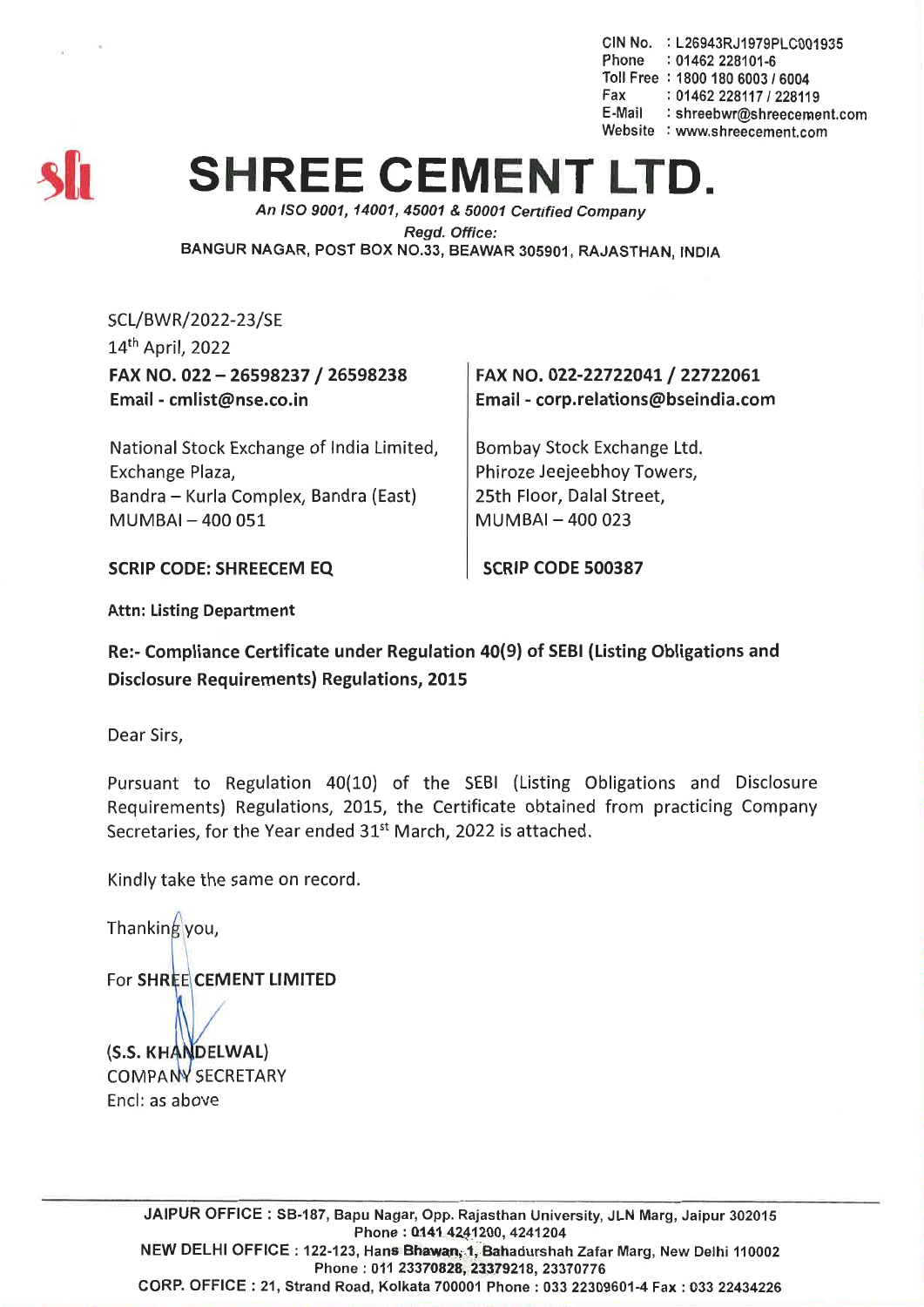CIN No. : L26943RJ1979PLC001935
Phone : 01462 228101-6
Toll Free : 1800 180 6003 / 6004
Fax : 01462 228117 / 228119
E-Mail : shreebwr@shreecement.com
Website : www.shreecement.com

# SHREE CEMENT LTD.

*An ISO 9001, 14001, 45001 & 50001 Certified Company*

*Regd. Office:*

BANGUR NAGAR, POST BOX NO.33, BEAWAR 305901, RAJASTHAN, INDIA

SCL/BWR/2022-23/SE

14th April, 2022

**FAX NO. 022 – 26598237 / 26598238**
**Email - cmlist@nse.co.in**

National Stock Exchange of India Limited,
Exchange Plaza,
Bandra – Kurla Complex, Bandra (East)
MUMBAI – 400 051

**SCRIP CODE: SHREECEM EQ**

**FAX NO. 022-22722041 / 22722061**
**Email - corp.relations@bseindia.com**

Bombay Stock Exchange Ltd.
Phiroze Jeejeebhoy Towers,
25th Floor, Dalal Street,
MUMBAI – 400 023

**SCRIP CODE 500387**

**Attn: Listing Department**

**Re:- Compliance Certificate under Regulation 40(9) of SEBI (Listing Obligations and Disclosure Requirements) Regulations, 2015**

Dear Sirs,

Pursuant to Regulation 40(10) of the SEBI (Listing Obligations and Disclosure Requirements) Regulations, 2015, the Certificate obtained from practicing Company Secretaries, for the Year ended 31st March, 2022 is attached.

Kindly take the same on record.

Thanking you,

For **SHREE CEMENT LIMITED**

**(S.S. KHANDELWAL)**
COMPANY SECRETARY
Encl: as above

JAIPUR OFFICE : SB-187, Bapu Nagar, Opp. Rajasthan University, JLN Marg, Jaipur 302015
Phone : 0141 4241200, 4241204
NEW DELHI OFFICE : 122-123, Hans Bhawan, 1, Bahadurshah Zafar Marg, New Delhi 110002
Phone : 011 23370828, 23379218, 23370776
CORP. OFFICE : 21, Strand Road, Kolkata 700001 Phone : 033 22309601-4 Fax : 033 22434226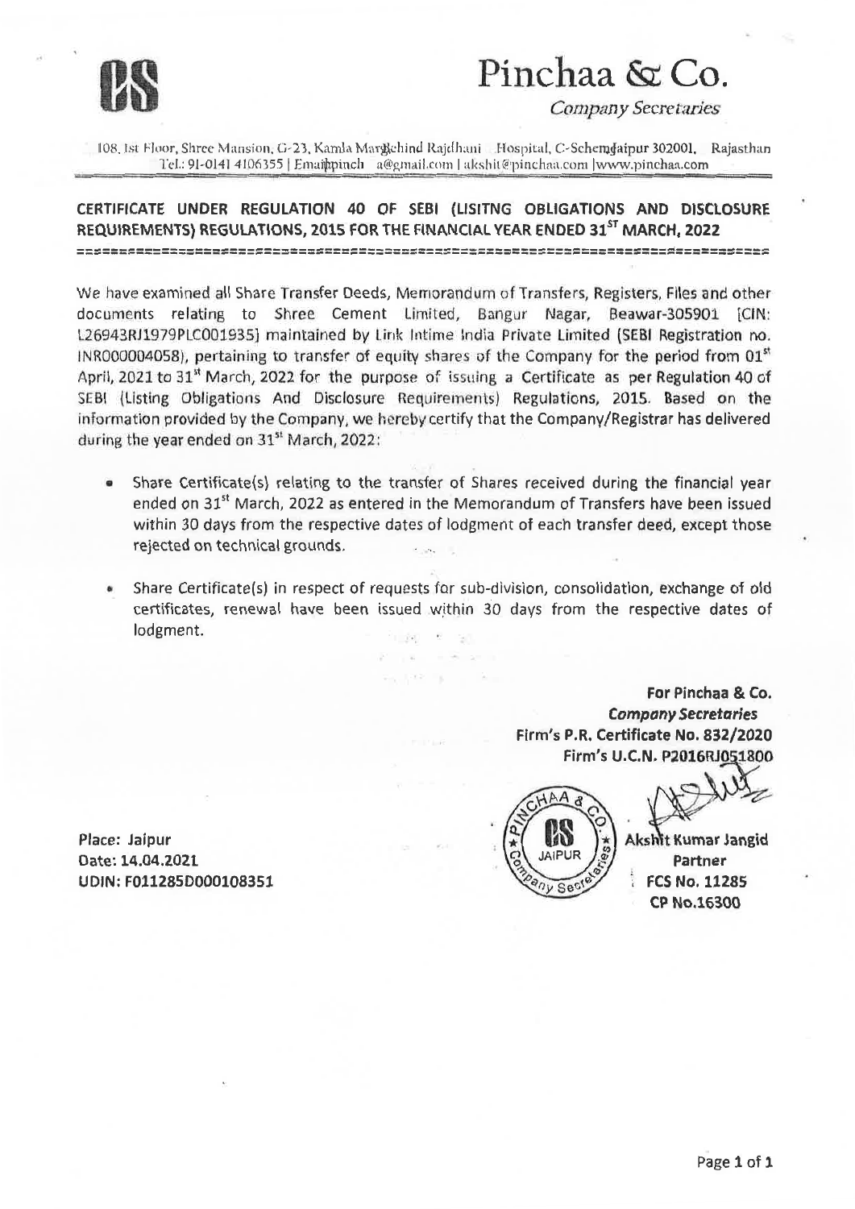# Pinchaa & Co.

*Company Secretaries*

108, Ist Floor, Shree Mansion, G-23, Kamla Marg, Behind Rajdhani Hospital, C-Scheme, Jaipur 302001, Rajasthan
Tel.: 91-0141 4106355 | Email: pinchaa@gmail.com | akshit@pinchaa.com | www.pinchaa.com

**CERTIFICATE UNDER REGULATION 40 OF SEBI (LISITNG OBLIGATIONS AND DISCLOSURE REQUIREMENTS) REGULATIONS, 2015 FOR THE FINANCIAL YEAR ENDED 31ST MARCH, 2022**

We have examined all Share Transfer Deeds, Memorandum of Transfers, Registers, Files and other documents relating to Shree Cement Limited, Bangur Nagar, Beawar-305901 [CIN: L26943RJ1979PLC001935] maintained by Link Intime India Private Limited (SEBI Registration no. INR000004058), pertaining to transfer of equity shares of the Company for the period from 01st April, 2021 to 31st March, 2022 for the purpose of issuing a Certificate as per Regulation 40 of SEBI (Listing Obligations And Disclosure Requirements) Regulations, 2015. Based on the information provided by the Company, we hereby certify that the Company/Registrar has delivered during the year ended on 31st March, 2022:

- Share Certificate(s) relating to the transfer of Shares received during the financial year ended on 31st March, 2022 as entered in the Memorandum of Transfers have been issued within 30 days from the respective dates of lodgment of each transfer deed, except those rejected on technical grounds.
- Share Certificate(s) in respect of requests for sub-division, consolidation, exchange of old certificates, renewal have been issued within 30 days from the respective dates of lodgment.

**For Pinchaa & Co.**
***Company Secretaries***
**Firm's P.R. Certificate No. 832/2020**
**Firm's U.C.N. P2016RJ051800**

**Akshit Kumar Jangid**
**Partner**
**FCS No. 11285**
**CP No.16300**

**Place: Jaipur**
**Date: 14.04.2021**
**UDIN: F011285D000108351**